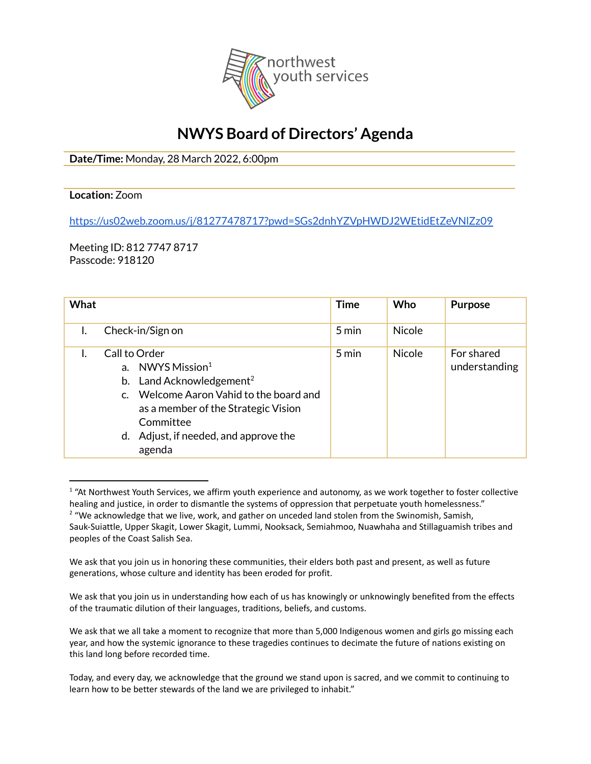northwest youth services

# NWYS Board of Directors' Agenda

**Date/Time:** Monday, 28 March 2022, 6:00pm

**Location:** Zoom

https://us02web.zoom.us/j/81277478717?pwd=SGs2dnhYZVpHWDJ2WEtidEtZeVNlZz09

Meeting ID: 812 7747 8717
Passcode: 918120

| What | Time | Who | Purpose |
|---|---|---|---|
| I. Check-in/Sign on | 5 min | Nicole | |
| I. Call to Order<br>a. NWYS Mission[1]<br>b. Land Acknowledgement[2]<br>c. Welcome Aaron Vahid to the board and as a member of the Strategic Vision Committee<br>d. Adjust, if needed, and approve the agenda | 5 min | Nicole | For shared understanding |

---

[1] "At Northwest Youth Services, we affirm youth experience and autonomy, as we work together to foster collective healing and justice, in order to dismantle the systems of oppression that perpetuate youth homelessness."

[2] "We acknowledge that we live, work, and gather on unceded land stolen from the Swinomish, Samish, Sauk-Suiattle, Upper Skagit, Lower Skagit, Lummi, Nooksack, Semiahmoo, Nuawhaha and Stillaguamish tribes and peoples of the Coast Salish Sea.

We ask that you join us in honoring these communities, their elders both past and present, as well as future generations, whose culture and identity has been eroded for profit.

We ask that you join us in understanding how each of us has knowingly or unknowingly benefited from the effects of the traumatic dilution of their languages, traditions, beliefs, and customs.

We ask that we all take a moment to recognize that more than 5,000 Indigenous women and girls go missing each year, and how the systemic ignorance to these tragedies continues to decimate the future of nations existing on this land long before recorded time.

Today, and every day, we acknowledge that the ground we stand upon is sacred, and we commit to continuing to learn how to be better stewards of the land we are privileged to inhabit."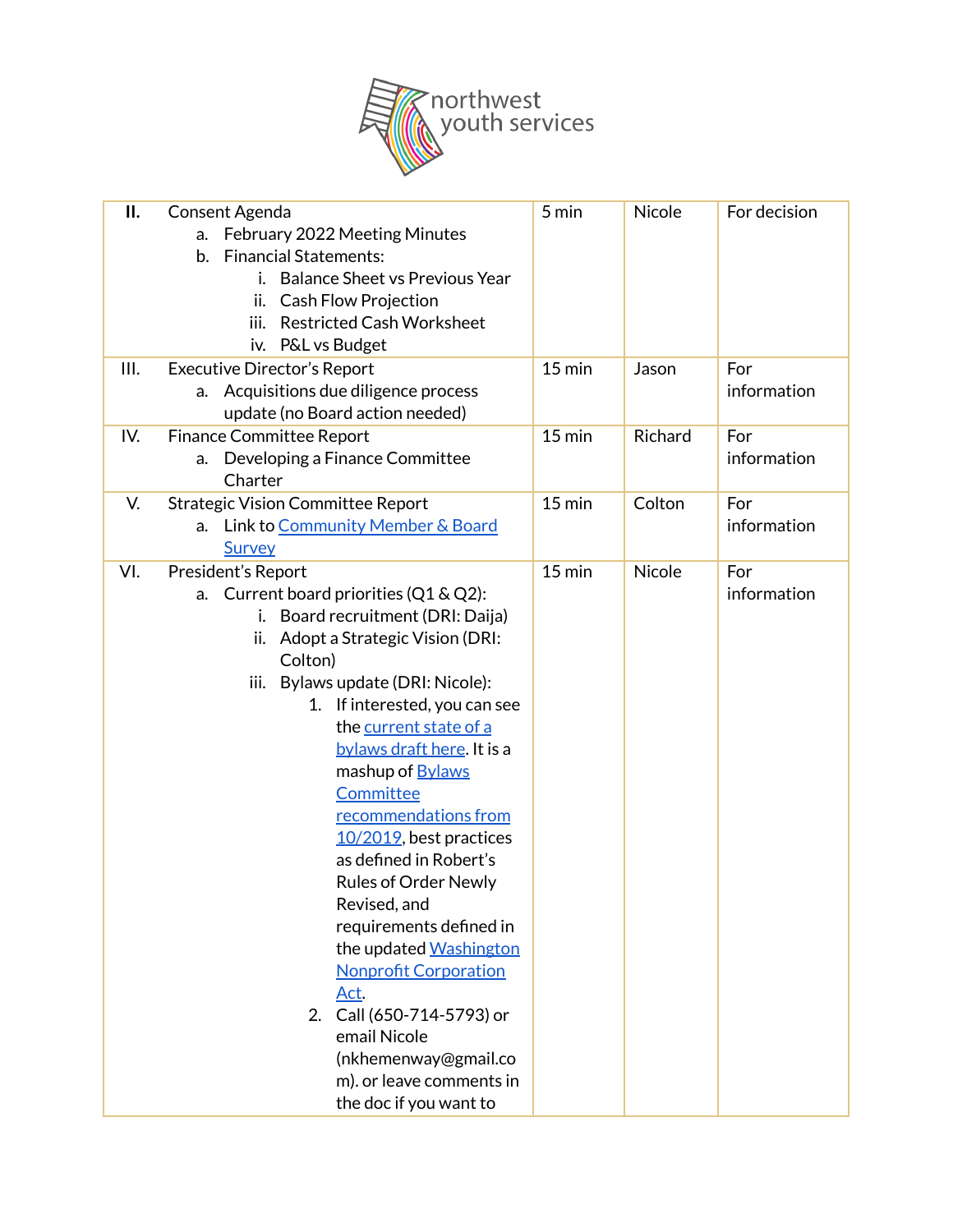northwest youth services

| | | | |
|---|---|---|---|
| **II.** Consent Agenda<br>a. February 2022 Meeting Minutes<br>b. Financial Statements:<br>i. Balance Sheet vs Previous Year<br>ii. Cash Flow Projection<br>iii. Restricted Cash Worksheet<br>iv. P&L vs Budget | 5 min | Nicole | For decision |
| III. Executive Director's Report<br>a. Acquisitions due diligence process update (no Board action needed) | 15 min | Jason | For information |
| IV. Finance Committee Report<br>a. Developing a Finance Committee Charter | 15 min | Richard | For information |
| V. Strategic Vision Committee Report<br>a. Link to Community Member & Board Survey | 15 min | Colton | For information |
| VI. President's Report<br>a. Current board priorities (Q1 & Q2):<br>i. Board recruitment (DRI: Daija)<br>ii. Adopt a Strategic Vision (DRI: Colton)<br>iii. Bylaws update (DRI: Nicole):<br>1. If interested, you can see the current state of a bylaws draft here. It is a mashup of Bylaws Committee recommendations from 10/2019, best practices as defined in Robert's Rules of Order Newly Revised, and requirements defined in the updated Washington Nonprofit Corporation Act.<br>2. Call (650-714-5793) or email Nicole (nkhemenway@gmail.com). or leave comments in the doc if you want to | 15 min | Nicole | For information |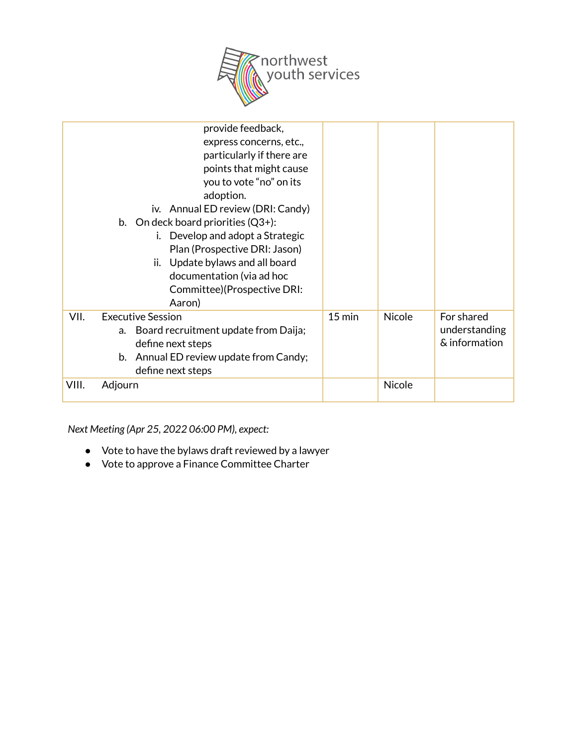| | | | |
|---|---|---|---|
| provide feedback, express concerns, etc., particularly if there are points that might cause you to vote "no" on its adoption.<br>iv. Annual ED review (DRI: Candy)<br>b. On deck board priorities (Q3+):<br>i. Develop and adopt a Strategic Plan (Prospective DRI: Jason)<br>ii. Update bylaws and all board documentation (via ad hoc Committee)(Prospective DRI: Aaron) | | | |
| VII. Executive Session<br>a. Board recruitment update from Daija; define next steps<br>b. Annual ED review update from Candy; define next steps | 15 min | Nicole | For shared understanding & information |
| VIII. Adjourn | | Nicole | |

*Next Meeting (Apr 25, 2022 06:00 PM), expect:*

- Vote to have the bylaws draft reviewed by a lawyer
- Vote to approve a Finance Committee Charter